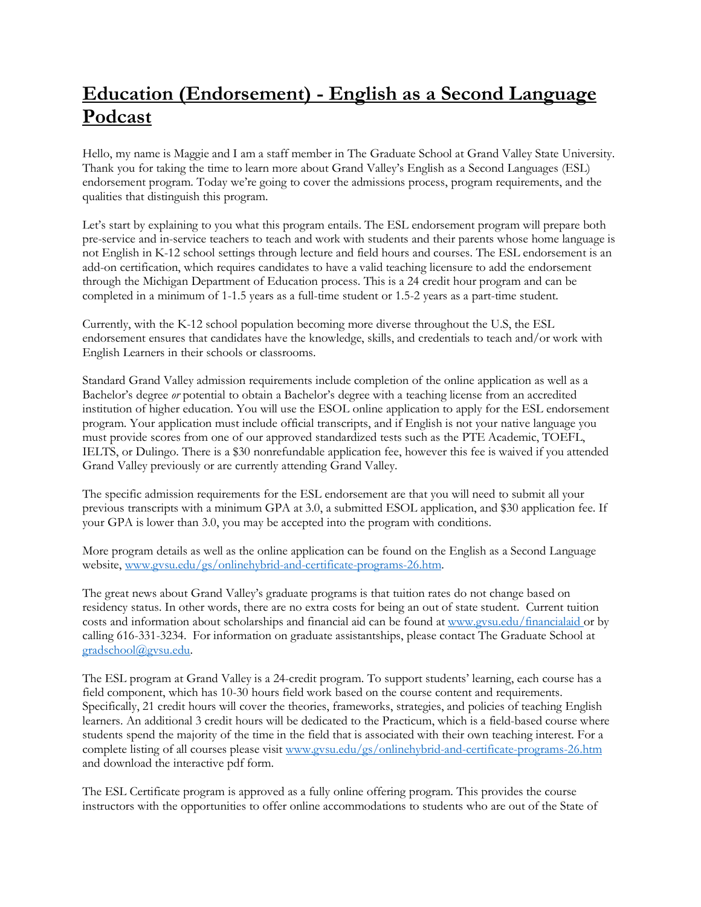# Education (Endorsement) - English as a Second Language Podcast

Hello, my name is Maggie and I am a staff member in The Graduate School at Grand Valley State University. Thank you for taking the time to learn more about Grand Valley's English as a Second Languages (ESL) endorsement program. Today we're going to cover the admissions process, program requirements, and the qualities that distinguish this program.

Let's start by explaining to you what this program entails. The ESL endorsement program will prepare both pre-service and in-service teachers to teach and work with students and their parents whose home language is not English in K-12 school settings through lecture and field hours and courses. The ESL endorsement is an add-on certification, which requires candidates to have a valid teaching licensure to add the endorsement through the Michigan Department of Education process. This is a 24 credit hour program and can be completed in a minimum of 1-1.5 years as a full-time student or 1.5-2 years as a part-time student.

Currently, with the K-12 school population becoming more diverse throughout the U.S, the ESL endorsement ensures that candidates have the knowledge, skills, and credentials to teach and/or work with English Learners in their schools or classrooms.

Standard Grand Valley admission requirements include completion of the online application as well as a Bachelor's degree *or* potential to obtain a Bachelor's degree with a teaching license from an accredited institution of higher education. You will use the ESOL online application to apply for the ESL endorsement program. Your application must include official transcripts, and if English is not your native language you must provide scores from one of our approved standardized tests such as the PTE Academic, TOEFL, IELTS, or Dulingo. There is a $30 nonrefundable application fee, however this fee is waived if you attended Grand Valley previously or are currently attending Grand Valley.

The specific admission requirements for the ESL endorsement are that you will need to submit all your previous transcripts with a minimum GPA at 3.0, a submitted ESOL application, and $30 application fee. If your GPA is lower than 3.0, you may be accepted into the program with conditions.

More program details as well as the online application can be found on the English as a Second Language website, [www.gvsu.edu/gs/onlinehybrid-and-certificate-programs-26.htm](www.gvsu.edu/gs/onlinehybrid-and-certificate-programs-26.htm).

The great news about Grand Valley's graduate programs is that tuition rates do not change based on residency status. In other words, there are no extra costs for being an out of state student. Current tuition costs and information about scholarships and financial aid can be found at [www.gvsu.edu/financialaid](www.gvsu.edu/financialaid) or by calling 616-331-3234. For information on graduate assistantships, please contact The Graduate School at [gradschool@gvsu.edu](mailto:gradschool@gvsu.edu).

The ESL program at Grand Valley is a 24-credit program. To support students' learning, each course has a field component, which has 10-30 hours field work based on the course content and requirements. Specifically, 21 credit hours will cover the theories, frameworks, strategies, and policies of teaching English learners. An additional 3 credit hours will be dedicated to the Practicum, which is a field-based course where students spend the majority of the time in the field that is associated with their own teaching interest. For a complete listing of all courses please visit [www.gvsu.edu/gs/onlinehybrid-and-certificate-programs-26.htm](www.gvsu.edu/gs/onlinehybrid-and-certificate-programs-26.htm) and download the interactive pdf form.

The ESL Certificate program is approved as a fully online offering program. This provides the course instructors with the opportunities to offer online accommodations to students who are out of the State of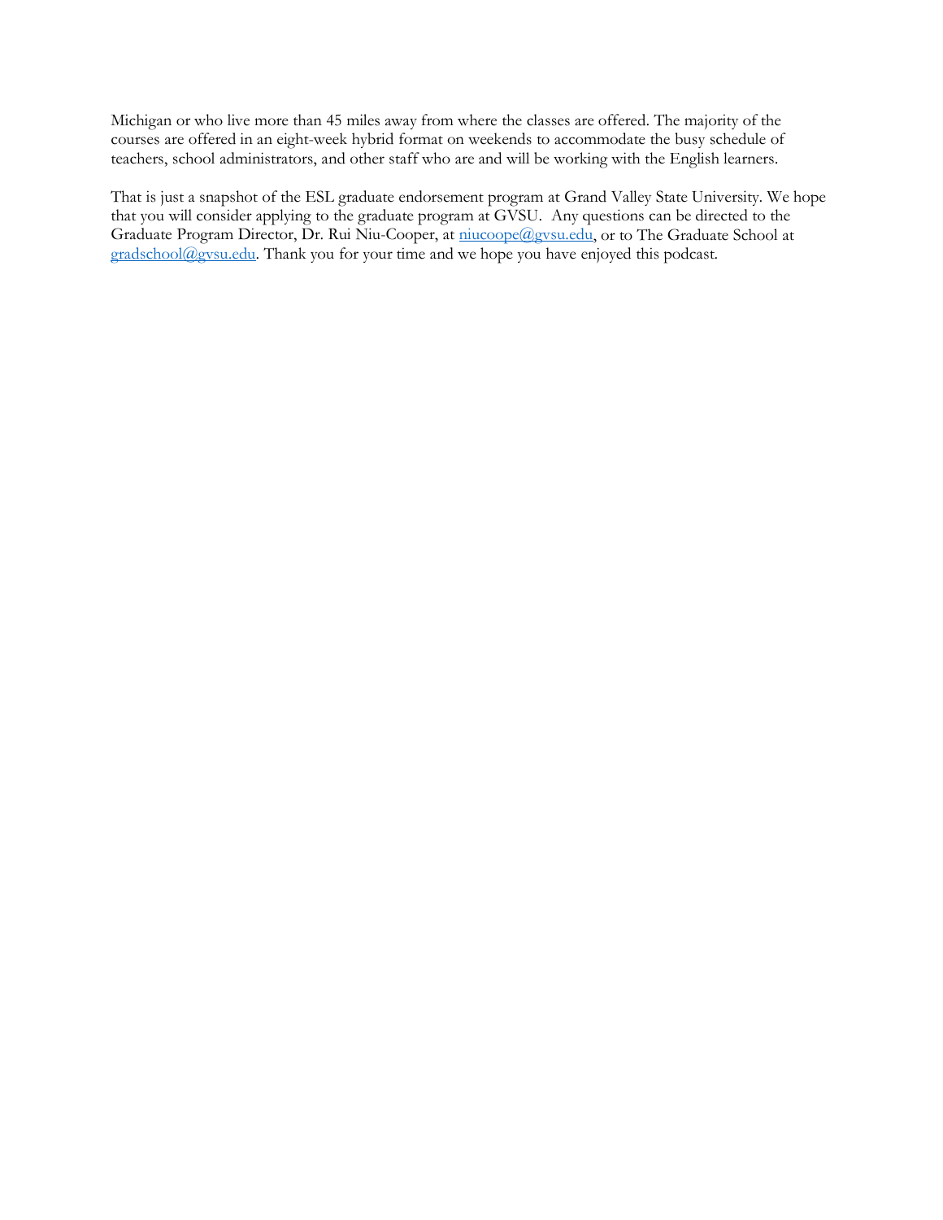Michigan or who live more than 45 miles away from where the classes are offered. The majority of the courses are offered in an eight-week hybrid format on weekends to accommodate the busy schedule of teachers, school administrators, and other staff who are and will be working with the English learners.

That is just a snapshot of the ESL graduate endorsement program at Grand Valley State University. We hope that you will consider applying to the graduate program at GVSU. Any questions can be directed to the Graduate Program Director, Dr. Rui Niu-Cooper, at niucoope@gvsu.edu, or to The Graduate School at gradschool@gvsu.edu. Thank you for your time and we hope you have enjoyed this podcast.